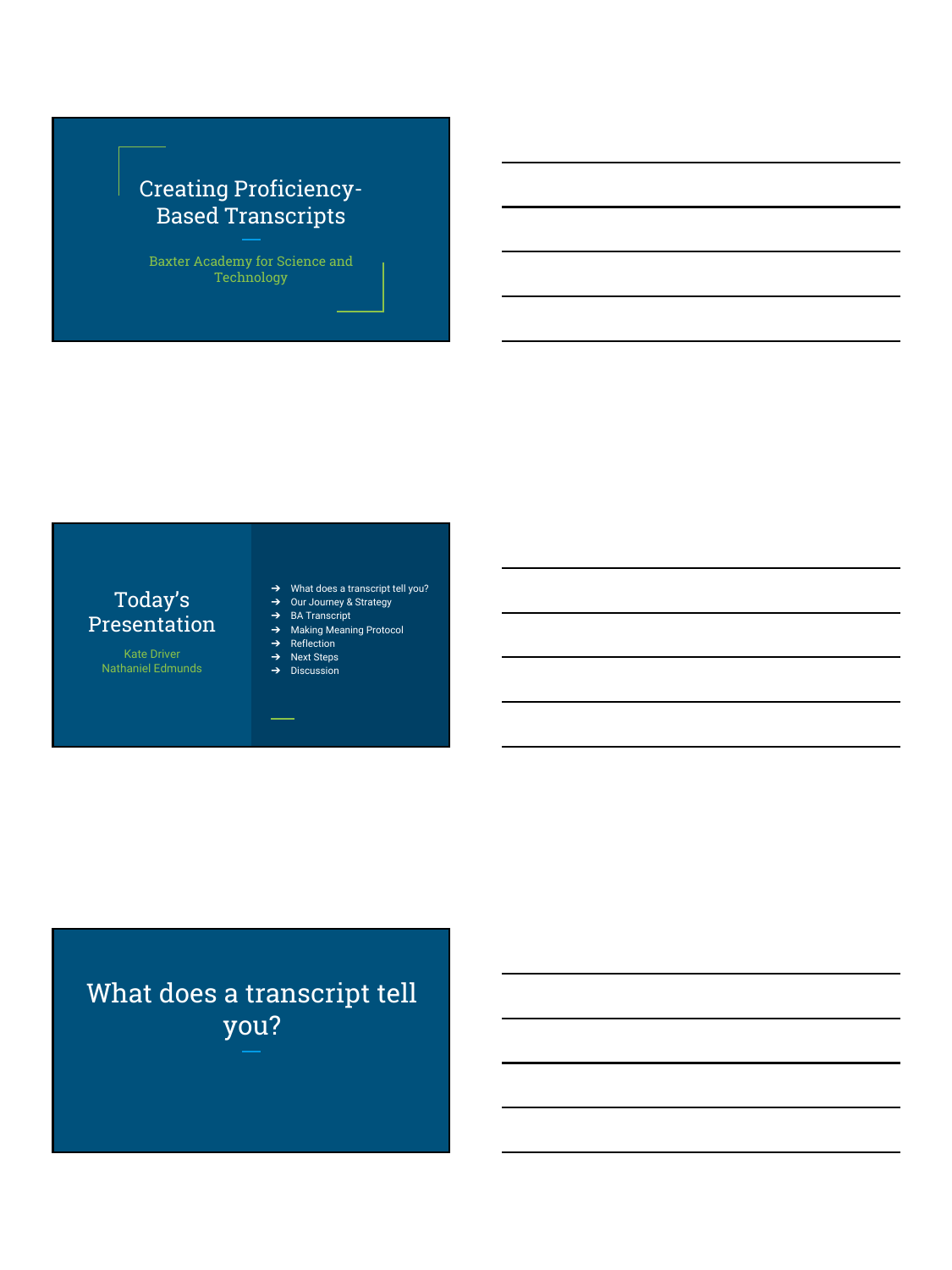# Creating Proficiency-Based Transcripts

Baxter Academy for Science and Technology

## Today's Presentation

Kate Driver
Nathaniel Edmunds

- What does a transcript tell you?
- Our Journey & Strategy
- BA Transcript
- Making Meaning Protocol
- Reflection
- Next Steps
- Discussion

## What does a transcript tell you?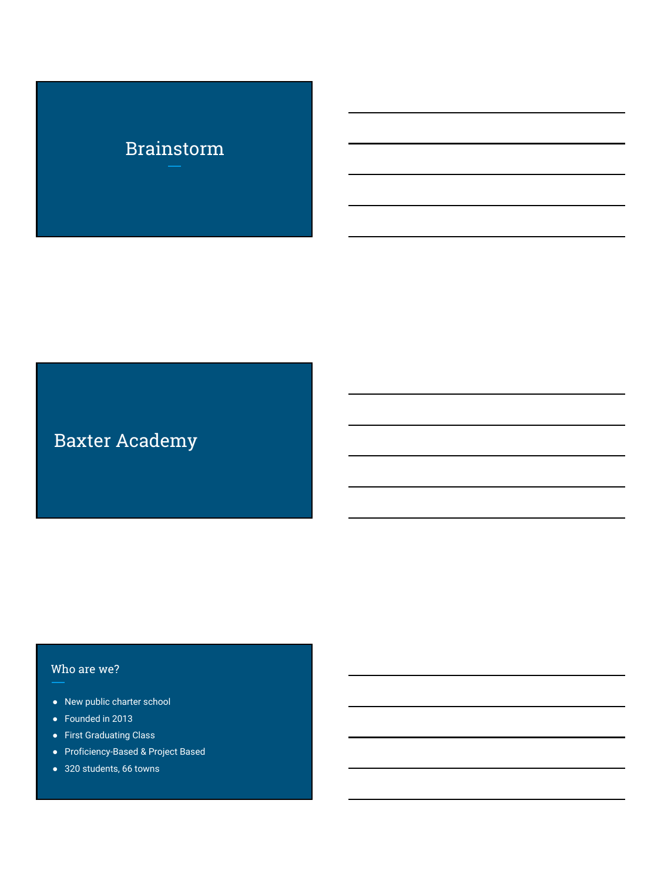# Brainstorm

# Baxter Academy

## Who are we?

- New public charter school
- Founded in 2013
- First Graduating Class
- Proficiency-Based & Project Based
- 320 students, 66 towns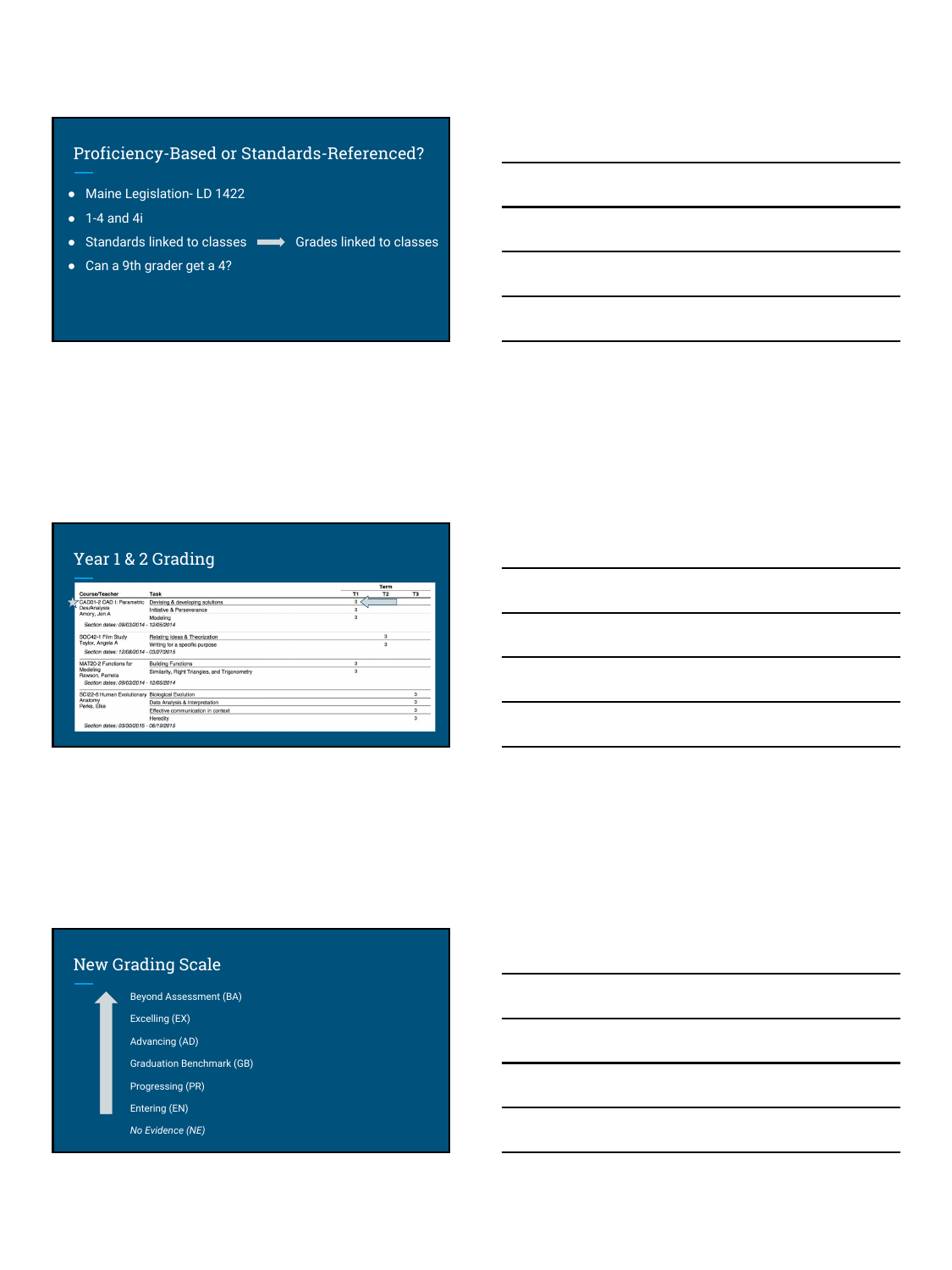## Proficiency-Based or Standards-Referenced?

- Maine Legislation- LD 1422
- 1-4 and 4i
- Standards linked to classes ⟶ Grades linked to classes
- Can a 9th grader get a 4?

## Year 1 & 2 Grading

| Course/Teacher | Task | T1 | T2 | T3 |
|---|---|---|---|---|
| CAD01-2 CAD I: Parametric Des/Analysis<br>Amory, Jon A | Devising & developing solutions | 3 | | |
| | Initiative & Perseverance | 3 | | |
| | Modeling | 3 | | |
| *Section dates: 09/03/2014 - 12/05/2014* | | | | |
| SOC42-1 Film Study<br>Taylor, Angela A | Relating Ideas & Theorization | | 3 | |
| | Writing for a specific purpose | | 3 | |
| *Section dates: 12/08/2014 - 03/27/2015* | | | | |
| MAT20-2 Functions for Modeling<br>Rawson, Pamela | Building Functions | 3 | | |
| | Similarity, Right Triangles, and Trigonometry | 3 | | |
| *Section dates: 09/03/2014 - 12/05/2014* | | | | |
| SCI22-6 Human Evolutionary Anatomy<br>Perks, Elke | Biological Evolution | | | 3 |
| | Data Analysis & Interpretation | | | 3 |
| | Effective communication in context | | | 3 |
| | Heredity | | | 3 |
| *Section dates: 03/30/2015 - 06/19/2015* | | | | |

## New Grading Scale

- Beyond Assessment (BA)
- Excelling (EX)
- Advancing (AD)
- Graduation Benchmark (GB)
- Progressing (PR)
- Entering (EN)
- *No Evidence (NE)*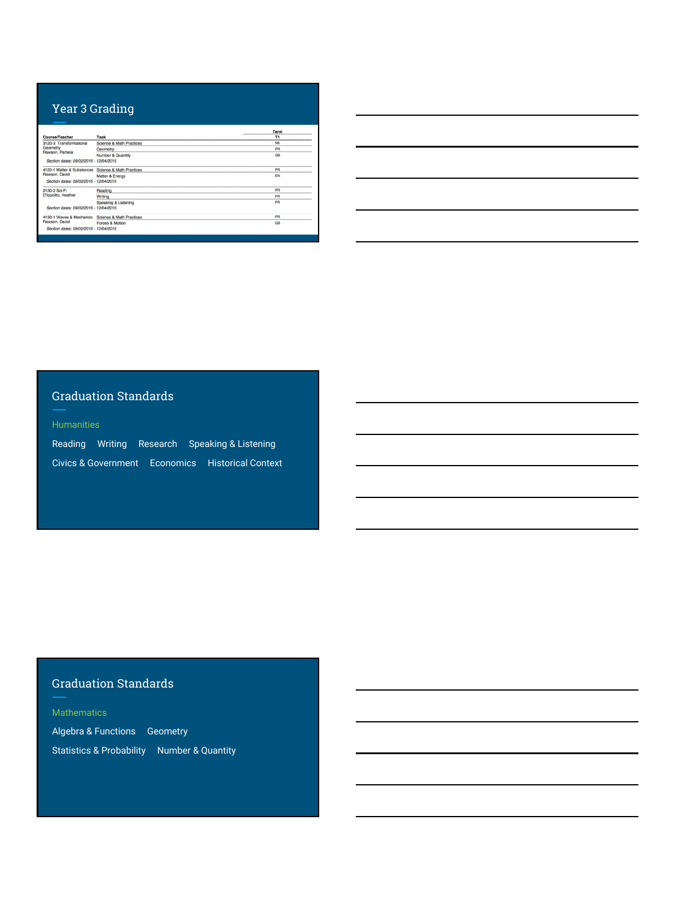## Year 3 Grading

| Course/Teacher | Task | Term T1 |
|---|---|---|
| 3120-3 Transformational Geometry Rawson, Pamela | Science & Math Practices | NE |
| | Geometry | PR |
| | Number & Quantity | GB |
| *Section dates: 09/02/2015 - 12/04/2015* | | |
| 4120-1 Matter & Substances Rawson, David | Science & Math Practices | PR |
| | Matter & Energy | EN |
| *Section dates: 09/02/2015 - 12/04/2015* | | |
| 2130-2 Sci-Fi D'Ippolito, Heather | Reading | PR |
| | Writing | PR |
| | Speaking & Listening | PR |
| *Section dates: 09/02/2015 - 12/04/2015* | | |
| 4130-1 Waves & Mechanics Rawson, David | Science & Math Practices | PR |
| | Forces & Motion | GB |
| *Section dates: 09/02/2015 - 12/04/2015* | | |

## Graduation Standards

**Humanities**

Reading Writing Research Speaking & Listening

Civics & Government Economics Historical Context

## Graduation Standards

**Mathematics**

Algebra & Functions Geometry

Statistics & Probability Number & Quantity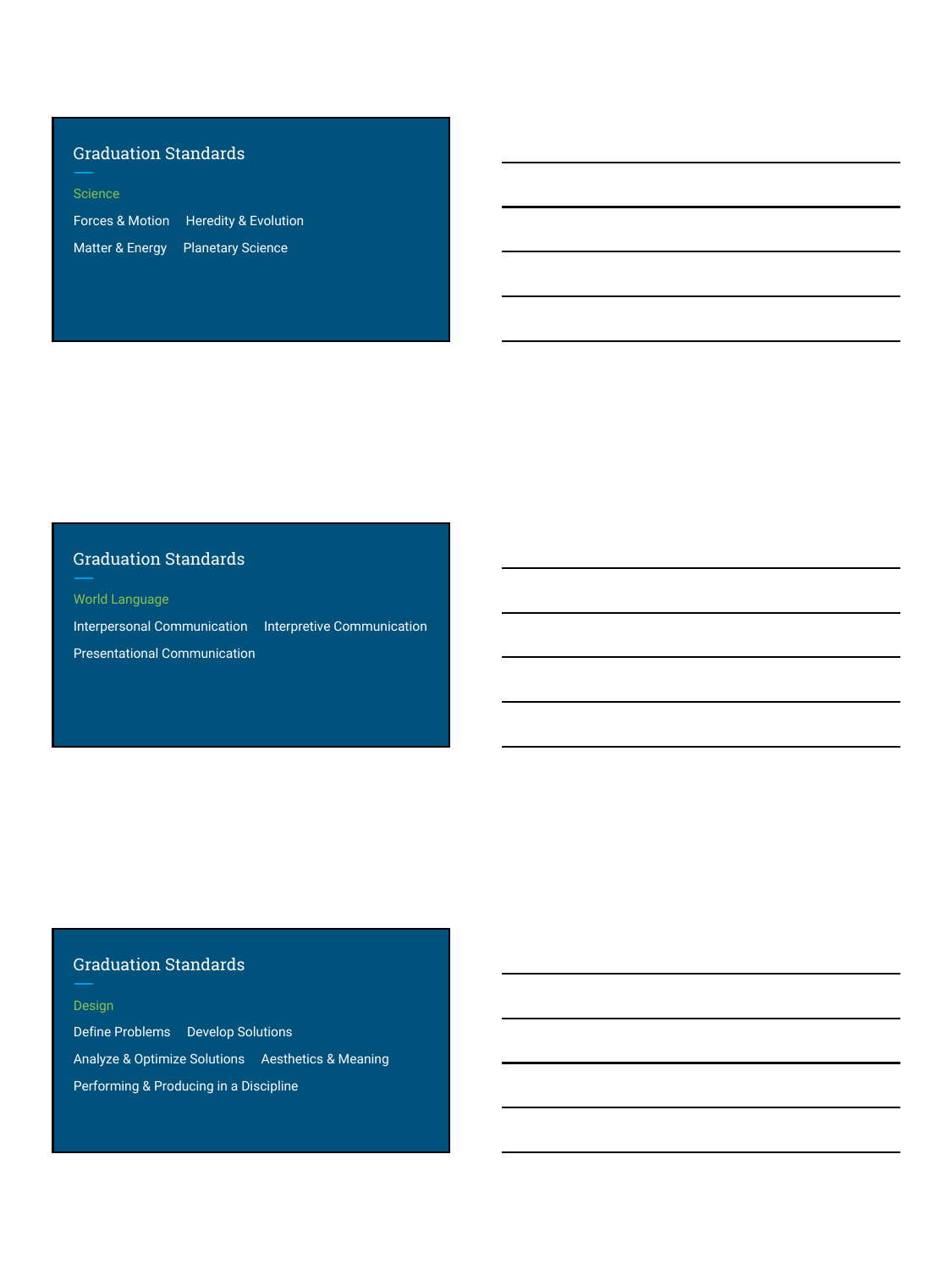## Graduation Standards

### Science

Forces & Motion    Heredity & Evolution

Matter & Energy    Planetary Science

## Graduation Standards

### World Language

Interpersonal Communication    Interpretive Communication

Presentational Communication

## Graduation Standards

### Design

Define Problems    Develop Solutions

Analyze & Optimize Solutions    Aesthetics & Meaning

Performing & Producing in a Discipline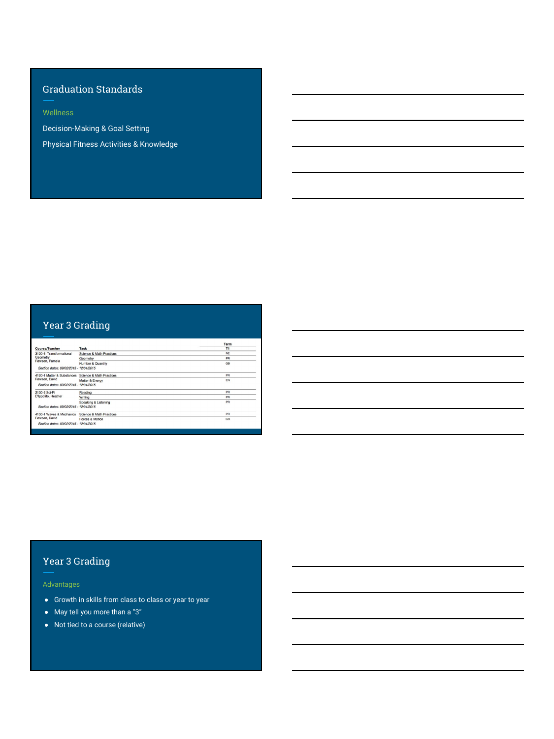## Graduation Standards

Wellness

Decision-Making & Goal Setting

Physical Fitness Activities & Knowledge

## Year 3 Grading

| Course/Teacher | Task | Term T1 |
|---|---|---|
| 3120-3 Transformational Geometry Rawson, Pamela | Science & Math Practices | NE |
| | Geometry | PR |
| | Number & Quantity | GB |
| *Section dates: 09/02/2015 - 12/04/2015* | | |
| 4120-1 Matter & Substances Rawson, David | Science & Math Practices | PR |
| | Matter & Energy | EN |
| *Section dates: 09/02/2015 - 12/04/2015* | | |
| 2130-2 Sci-Fi D'Ippolito, Heather | Reading | PR |
| | Writing | PR |
| | Speaking & Listening | PR |
| *Section dates: 09/02/2015 - 12/04/2015* | | |
| 4130-1 Waves & Mechanics Rawson, David | Science & Math Practices | PR |
| | Forces & Motion | GB |
| *Section dates: 09/02/2015 - 12/04/2015* | | |

## Year 3 Grading

Advantages

- Growth in skills from class to class or year to year
- May tell you more than a "3"
- Not tied to a course (relative)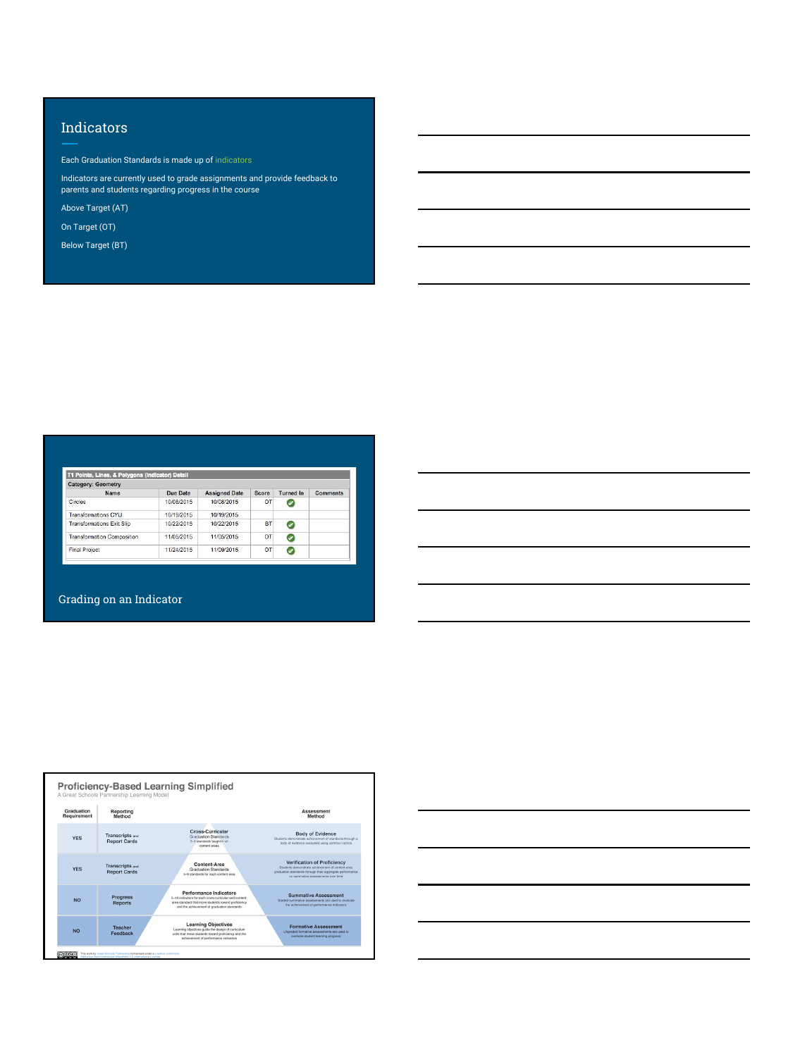## Indicators

Each Graduation Standards is made up of indicators

Indicators are currently used to grade assignments and provide feedback to parents and students regarding progress in the course

Above Target (AT)

On Target (OT)

Below Target (BT)

| T1 Points, Lines, & Polygons (Indicator) Detail | | | | | |
|---|---|---|---|---|---|
| Category: Geometry | | | | | |
| Name | Due Date | Assigned Date | Score | Turned In | Comments |
| Circles | 10/08/2015 | 10/08/2015 | OT | ✔ | |
| Transformations CYU | 10/15/2015 | 10/19/2015 | | | |
| Transformations Exit Slip | 10/22/2015 | 10/22/2015 | BT | ✔ | |
| Transformation Composition | 11/05/2015 | 11/05/2015 | OT | ✔ | |
| Final Project | 11/24/2015 | 11/09/2015 | OT | ✔ | |

Grading on an Indicator

### Proficiency-Based Learning Simplified

A Great Schools Partnership Learning Model

| Graduation Requirement | Reporting Method | | Assessment Method |
|---|---|---|---|
| YES | Transcripts and Report Cards | Cross-Curricular Graduation Standards | Body of Evidence |
| YES | Transcripts and Report Cards | Content-Area Graduation Standards | Verification of Proficiency |
| NO | Progress Reports | Performance Indicators | Summative Assessment |
| NO | Teacher Feedback | Learning Objectives | Formative Assessment |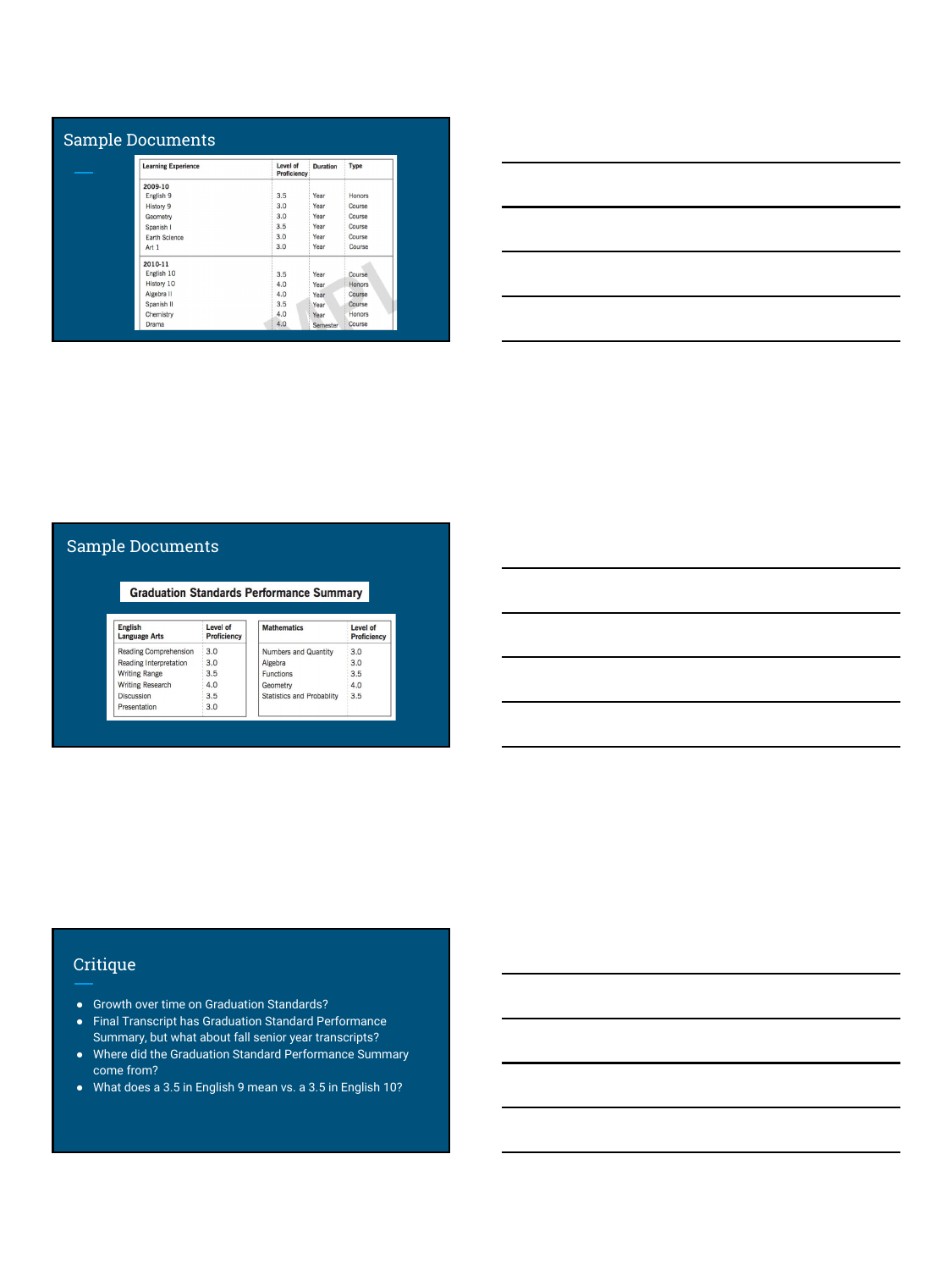## Sample Documents

| Learning Experience | Level of Proficiency | Duration | Type |
|---|---|---|---|
| **2009-10** | | | |
| English 9 | 3.5 | Year | Honors |
| History 9 | 3.0 | Year | Course |
| Geometry | 3.0 | Year | Course |
| Spanish I | 3.5 | Year | Course |
| Earth Science | 3.0 | Year | Course |
| Art 1 | 3.0 | Year | Course |
| **2010-11** | | | |
| English 10 | 3.5 | Year | Course |
| History 10 | 4.0 | Year | Honors |
| Algebra II | 4.0 | Year | Course |
| Spanish II | 3.5 | Year | Course |
| Chemistry | 4.0 | Year | Honors |
| Drama | 4.0 | Semester | Course |

## Sample Documents

**Graduation Standards Performance Summary**

| English Language Arts | Level of Proficiency |
|---|---|
| Reading Comprehension | 3.0 |
| Reading Interpretation | 3.0 |
| Writing Range | 3.5 |
| Writing Research | 4.0 |
| Discussion | 3.5 |
| Presentation | 3.0 |

| Mathematics | Level of Proficiency |
|---|---|
| Numbers and Quantity | 3.0 |
| Algebra | 3.0 |
| Functions | 3.5 |
| Geometry | 4.0 |
| Statistics and Probablity | 3.5 |

## Critique

- Growth over time on Graduation Standards?
- Final Transcript has Graduation Standard Performance Summary, but what about fall senior year transcripts?
- Where did the Graduation Standard Performance Summary come from?
- What does a 3.5 in English 9 mean vs. a 3.5 in English 10?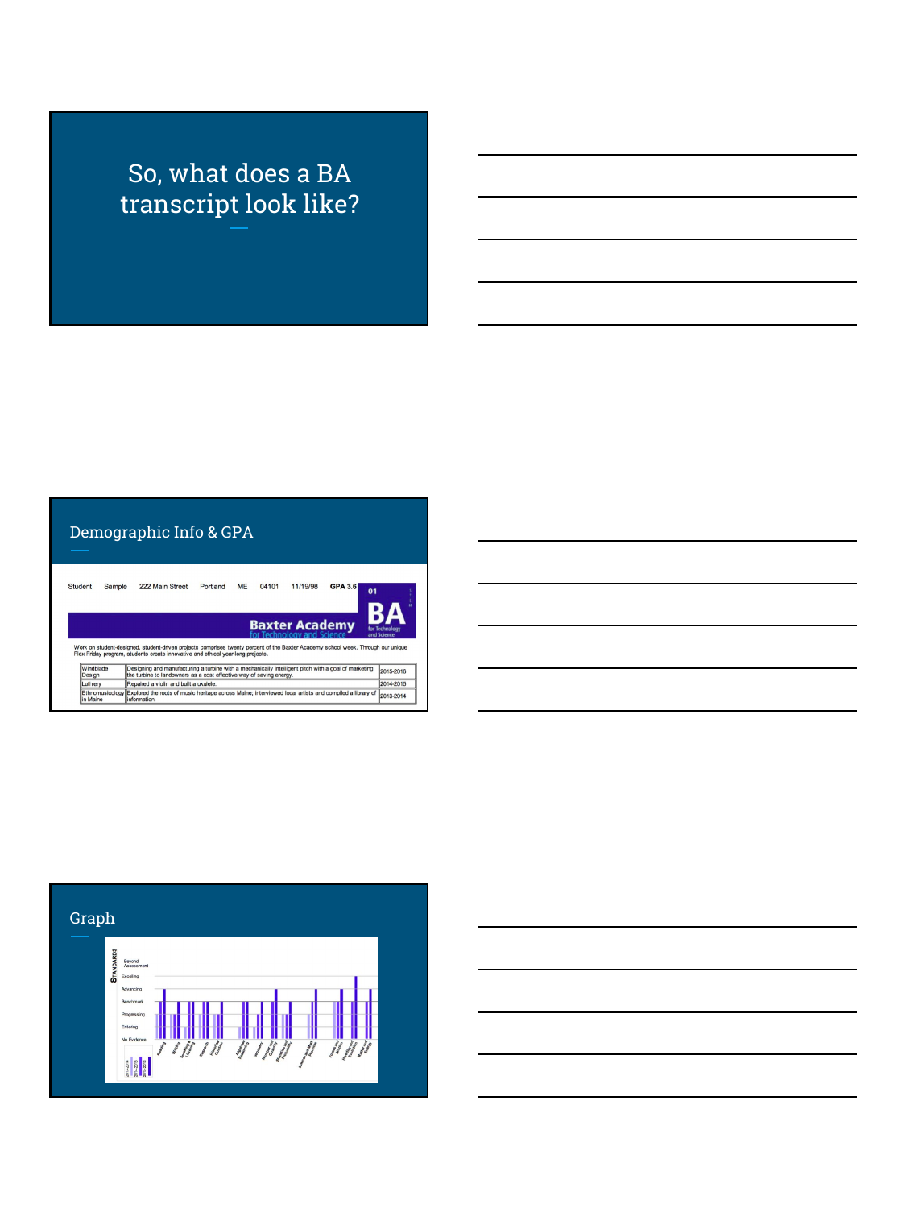# So, what does a BA transcript look like?

## Demographic Info & GPA

Student Sample 222 Main Street Portland ME 04101 11/19/98 GPA 3.6

01 BA

Baxter Academy for Technology and Science

Work on student-designed, student-driven projects comprises twenty percent of the Baxter Academy school week. Through our unique Flex Friday program, students create innovative and ethical year-long projects.

| | | |
|---|---|---|
| Windblade Design | Designing and manufacturing a turbine with a mechanically intelligent pitch with a goal of marketing the turbine to landowners as a cost effective way of saving energy. | 2015-2016 |
| Luthiery | Repaired a violin and built a ukulele. | 2014-2015 |
| Ethnomusicology in Maine | Explored the roots of music heritage across Maine; interviewed local artists and compiled a library of information. | 2013-2014 |

## Graph

STANDARDS

Beyond Assessment

Exceling

Advancing

Benchmark

Progressing

Entering

No Evidence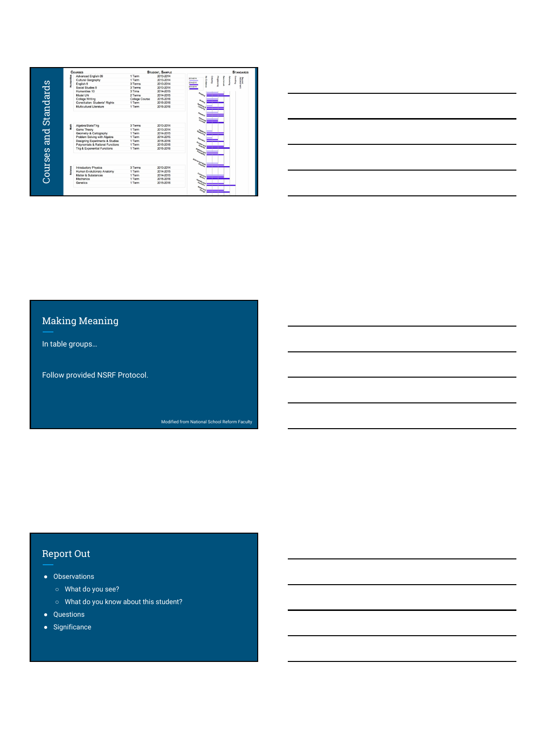## Courses and Standards

| Courses | | Student, Sample | |
| --- | --- | --- | --- |
| Humanities | Advanced English 09 | 1 Term | 2013-2014 |
| | Cultural Geography | 1 Term | 2013-2014 |
| | English 9 | 3 Terms | 2013-2014 |
| | Social Studies 9 | 3 Terms | 2013-2014 |
| | Humanities 10 | 3 Tms | 2014-2015 |
| | Model UN | 2 Terms | 2014-2015 |
| | College Writing | College Course | 2015-2016 |
| | Constitution: Students' Rights | 1 Term | 2015-2016 |
| | Multicultural Literature | 1 Term | 2015-2016 |
| Math | Algebra/Stats/Trig | 3 Terms | 2013-2014 |
| | Game Theory | 1 Term | 2013-2014 |
| | Geometry & Cartography | 1 Term | 2014-2015 |
| | Problem Solving with Algebra | 1 Term | 2014-2015 |
| | Designing Experiments & Studies | 1 Term | 2015-2016 |
| | Polynomials & Rational Functions | 1 Term | 2015-2016 |
| | Trig & Exponential Functions | 1 Term | 2015-2016 |
| Science | Introductory Physics | 3 Terms | 2013-2014 |
| | Human Evolutionary Anatomy | 1 Term | 2014-2015 |
| | Matter & Substances | 1 Term | 2014-2015 |
| | Mechanics | 1 Term | 2015-2016 |
| | Genetics | 1 Term | 2015-2016 |

Standards

## Making Meaning

In table groups…

Follow provided NSRF Protocol.

Modified from National School Reform Faculty

## Report Out

- Observations
  - What do you see?
  - What do you know about this student?
- Questions
- Significance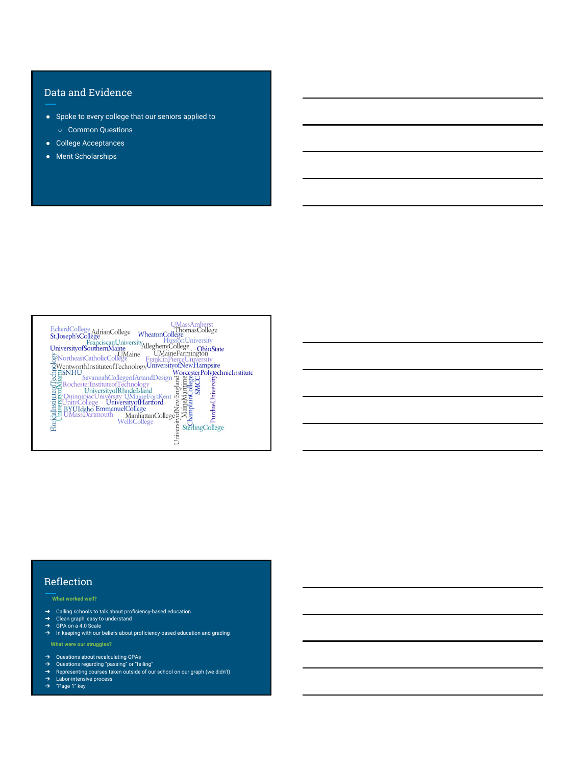## Data and Evidence

- Spoke to every college that our seniors applied to
  - Common Questions
- College Acceptances
- Merit Scholarships

EckerdCollege AdrianCollege UMassAmherst ThomasCollege St.Joseph'sCollege WheatonCollege FranciscanUniversity HussonUniversity UniversityofSouthernMaine AlleghenyCollege OhioState UMaine UMaineFarmington NortheastCatholicCollege FranklinPierceUniversity WentworthInstituteofTechnology UniversityofNewHampsire SNHU WorcesterPolytechnicInstitute SavannahCollegeofArtandDesign RochesterInstituteofTechnology UniversityofRhodeIsland QuinnipiacUniversity UMaineFortKent UnityCollege UniversityofHartford BYUIdaho EmmanuelCollege UMassDartmouth ManhattanCollege WellsCollege FloridaInstituteofTechnology UniversityofMiami UniversityofNewEngland MaineMaritime ChamplainCollege SMCC PurdueUniversity SterlingCollege

## Reflection

**What worked well?**

- → Calling schools to talk about proficiency-based education
- → Clean graph, easy to understand
- → GPA on a 4.0 Scale
- → In keeping with our beliefs about proficiency-based education and grading

**What were our struggles?**

- → Questions about recalculating GPAs
- → Questions regarding "passing" or "failing"
- → Representing courses taken outside of our school on our graph (we didn't)
- → Labor-intensive process
- → "Page 1" key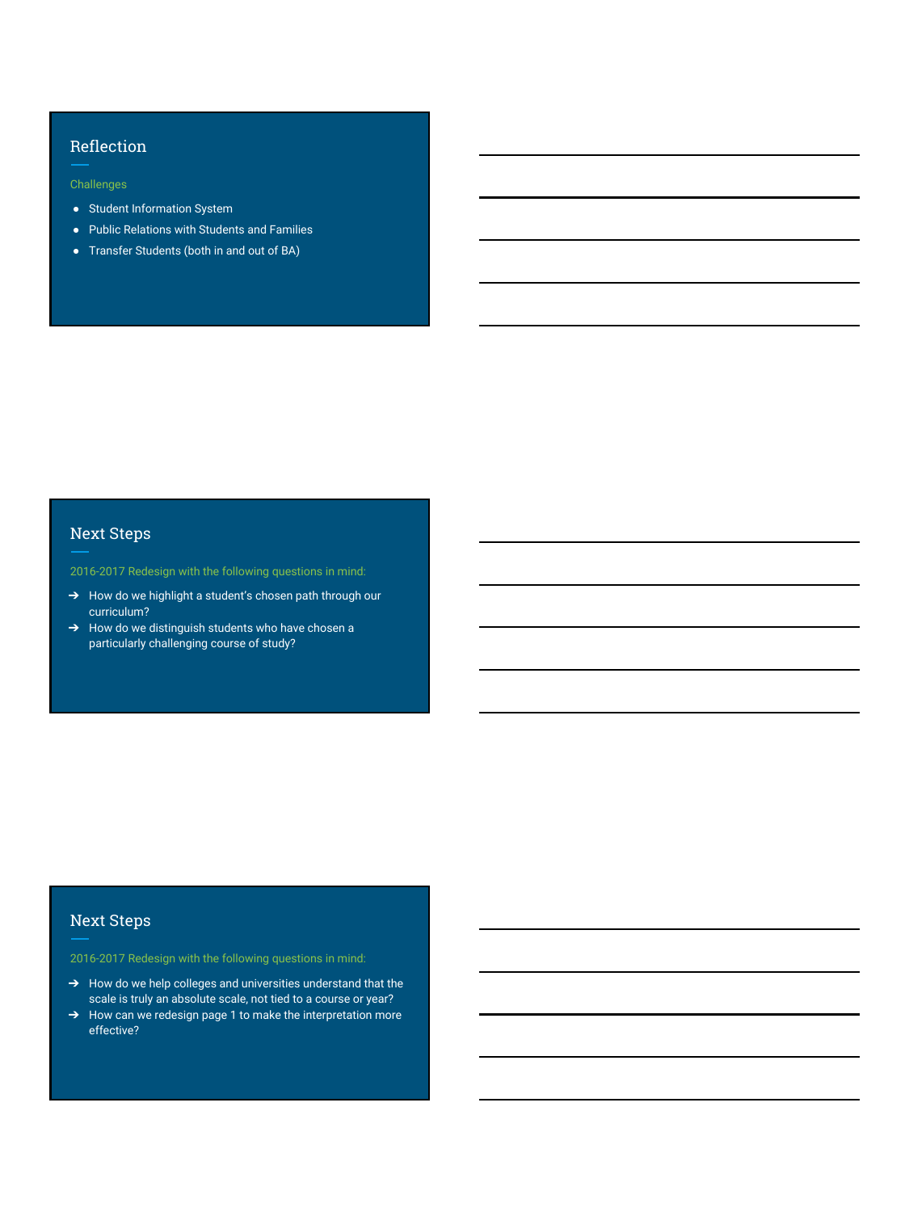## Reflection

Challenges

- Student Information System
- Public Relations with Students and Families
- Transfer Students (both in and out of BA)

## Next Steps

2016-2017 Redesign with the following questions in mind:

- → How do we highlight a student's chosen path through our curriculum?
- → How do we distinguish students who have chosen a particularly challenging course of study?

## Next Steps

2016-2017 Redesign with the following questions in mind:

- → How do we help colleges and universities understand that the scale is truly an absolute scale, not tied to a course or year?
- → How can we redesign page 1 to make the interpretation more effective?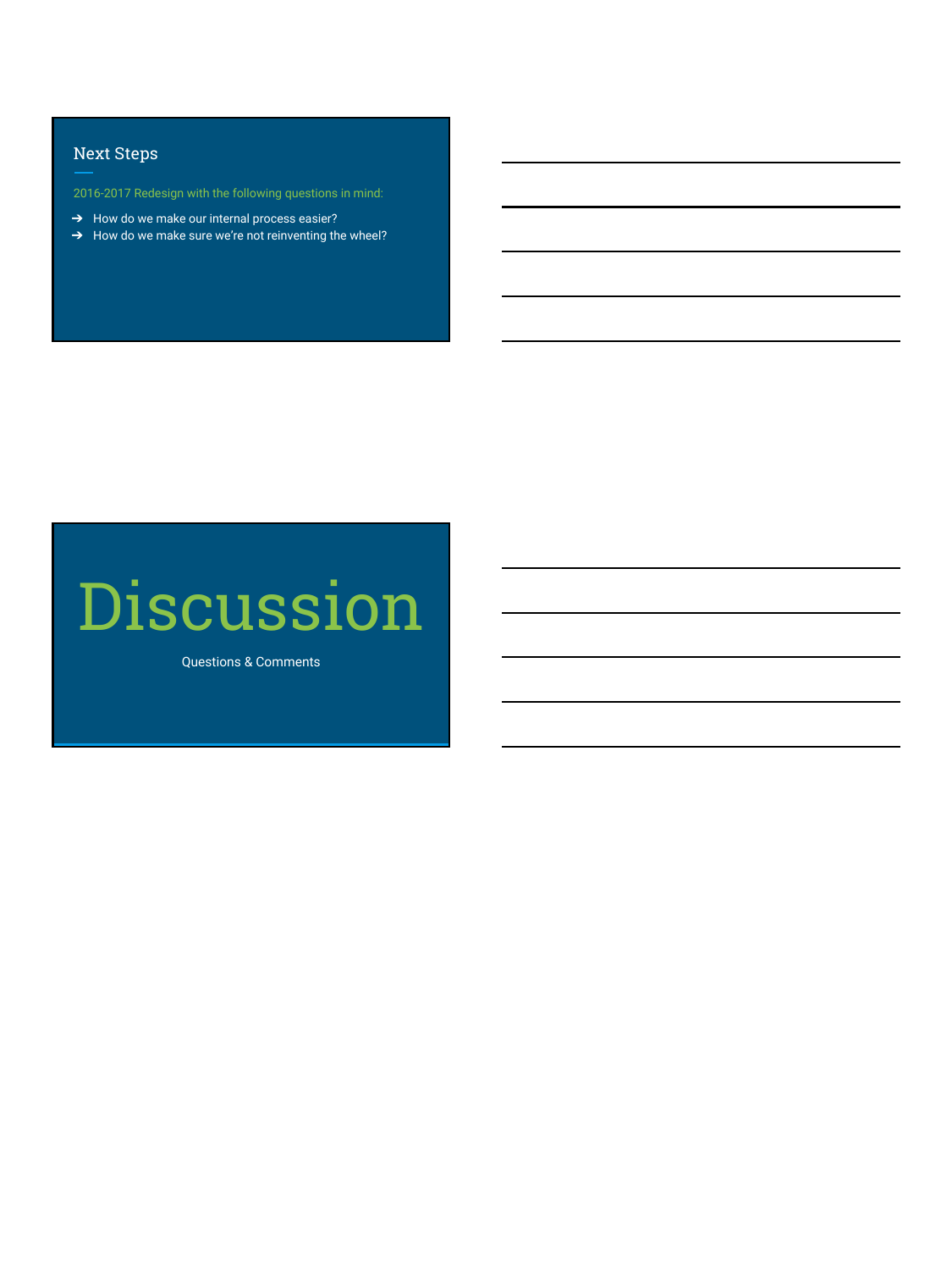## Next Steps

2016-2017 Redesign with the following questions in mind:

- How do we make our internal process easier?
- How do we make sure we're not reinventing the wheel?

# Discussion

Questions & Comments